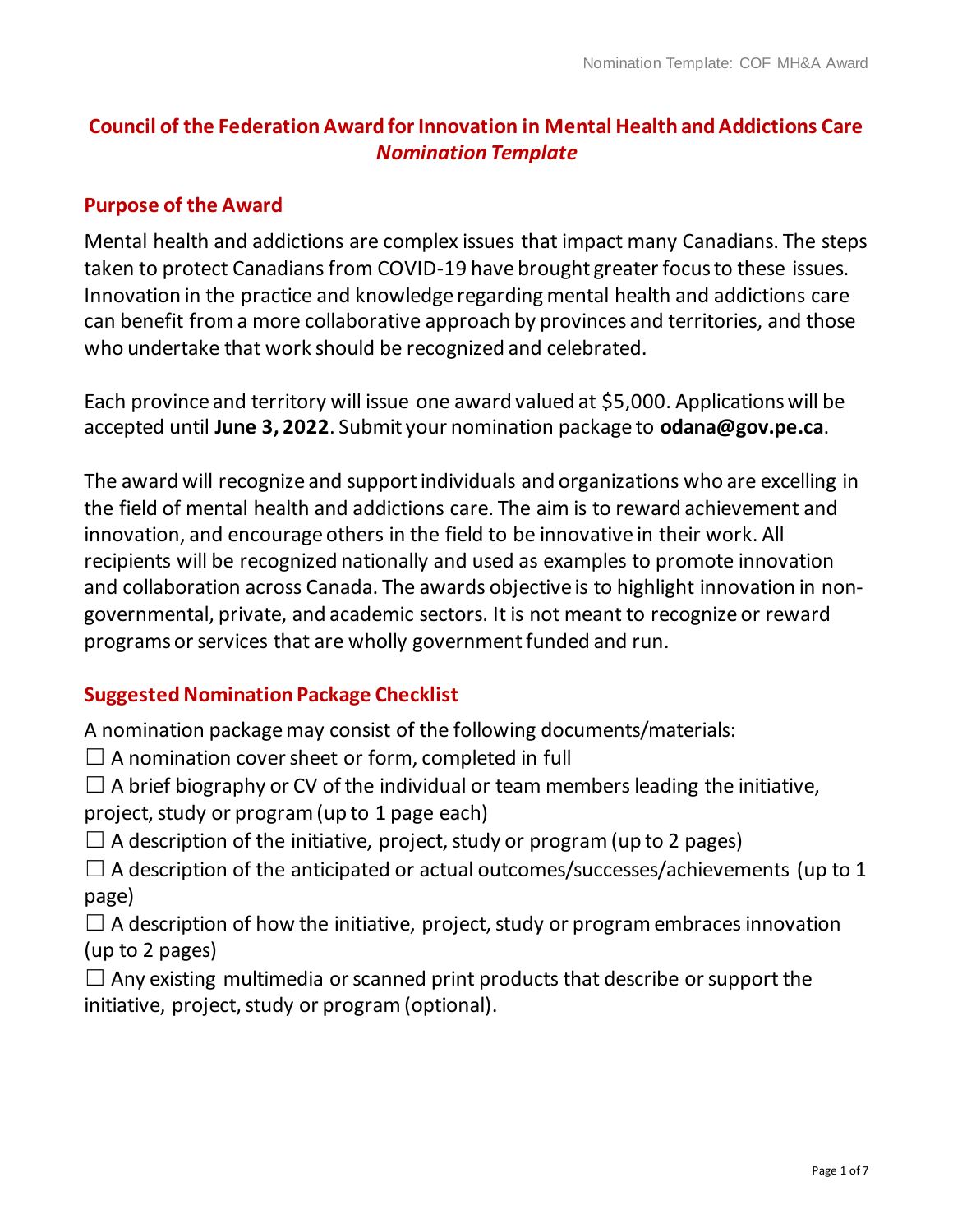# Council of the Federation Award for Innovation in Mental Health and Addictions Care
## *Nomination Template*

### Purpose of the Award

Mental health and addictions are complex issues that impact many Canadians. The steps taken to protect Canadians from COVID-19 have brought greater focus to these issues. Innovation in the practice and knowledge regarding mental health and addictions care can benefit from a more collaborative approach by provinces and territories, and those who undertake that work should be recognized and celebrated.

Each province and territory will issue one award valued at $5,000. Applications will be accepted until **June 3, 2022**. Submit your nomination package to **odana@gov.pe.ca**.

The award will recognize and support individuals and organizations who are excelling in the field of mental health and addictions care. The aim is to reward achievement and innovation, and encourage others in the field to be innovative in their work. All recipients will be recognized nationally and used as examples to promote innovation and collaboration across Canada. The awards objective is to highlight innovation in non-governmental, private, and academic sectors. It is not meant to recognize or reward programs or services that are wholly government funded and run.

### Suggested Nomination Package Checklist

A nomination package may consist of the following documents/materials:

☐ A nomination cover sheet or form, completed in full

☐ A brief biography or CV of the individual or team members leading the initiative, project, study or program (up to 1 page each)

☐ A description of the initiative, project, study or program (up to 2 pages)

☐ A description of the anticipated or actual outcomes/successes/achievements (up to 1 page)

☐ A description of how the initiative, project, study or program embraces innovation (up to 2 pages)

☐ Any existing multimedia or scanned print products that describe or support the initiative, project, study or program (optional).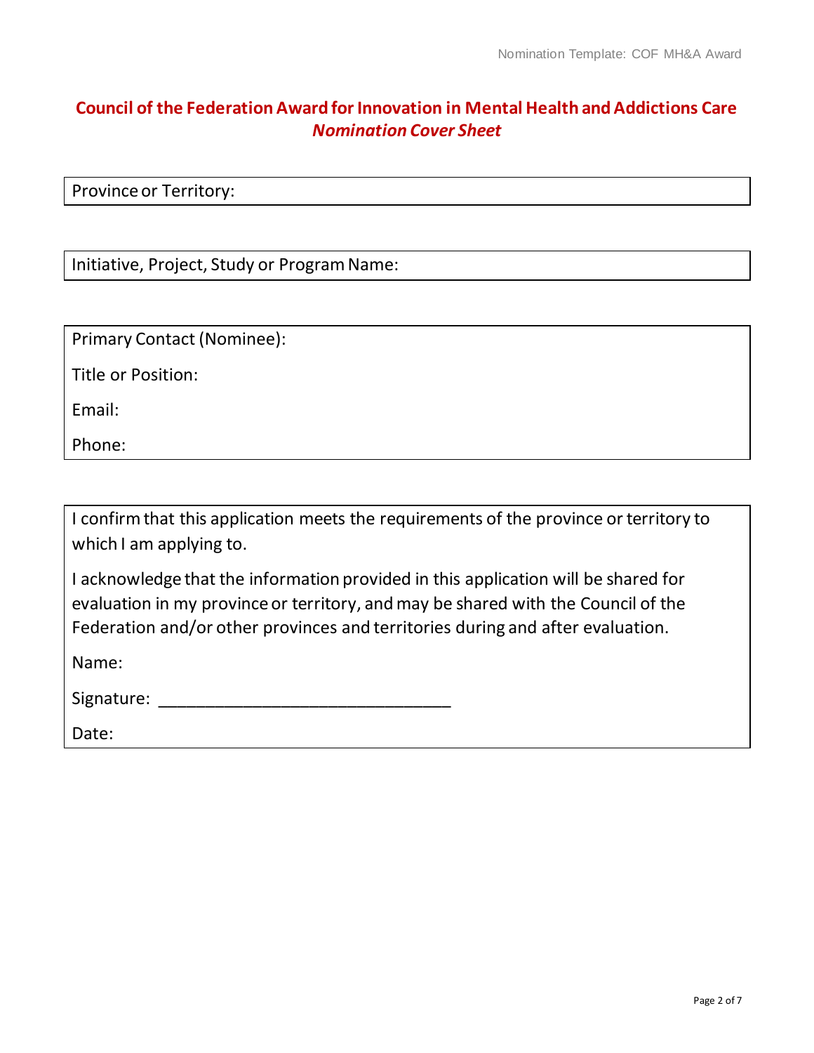# Council of the Federation Award for Innovation in Mental Health and Addictions Care

## *Nomination Cover Sheet*

Province or Territory:

Initiative, Project, Study or Program Name:

Primary Contact (Nominee):

Title or Position:

Email:

Phone:

I confirm that this application meets the requirements of the province or territory to which I am applying to.

I acknowledge that the information provided in this application will be shared for evaluation in my province or territory, and may be shared with the Council of the Federation and/or other provinces and territories during and after evaluation.

Name:

Signature: ________________________________

Date: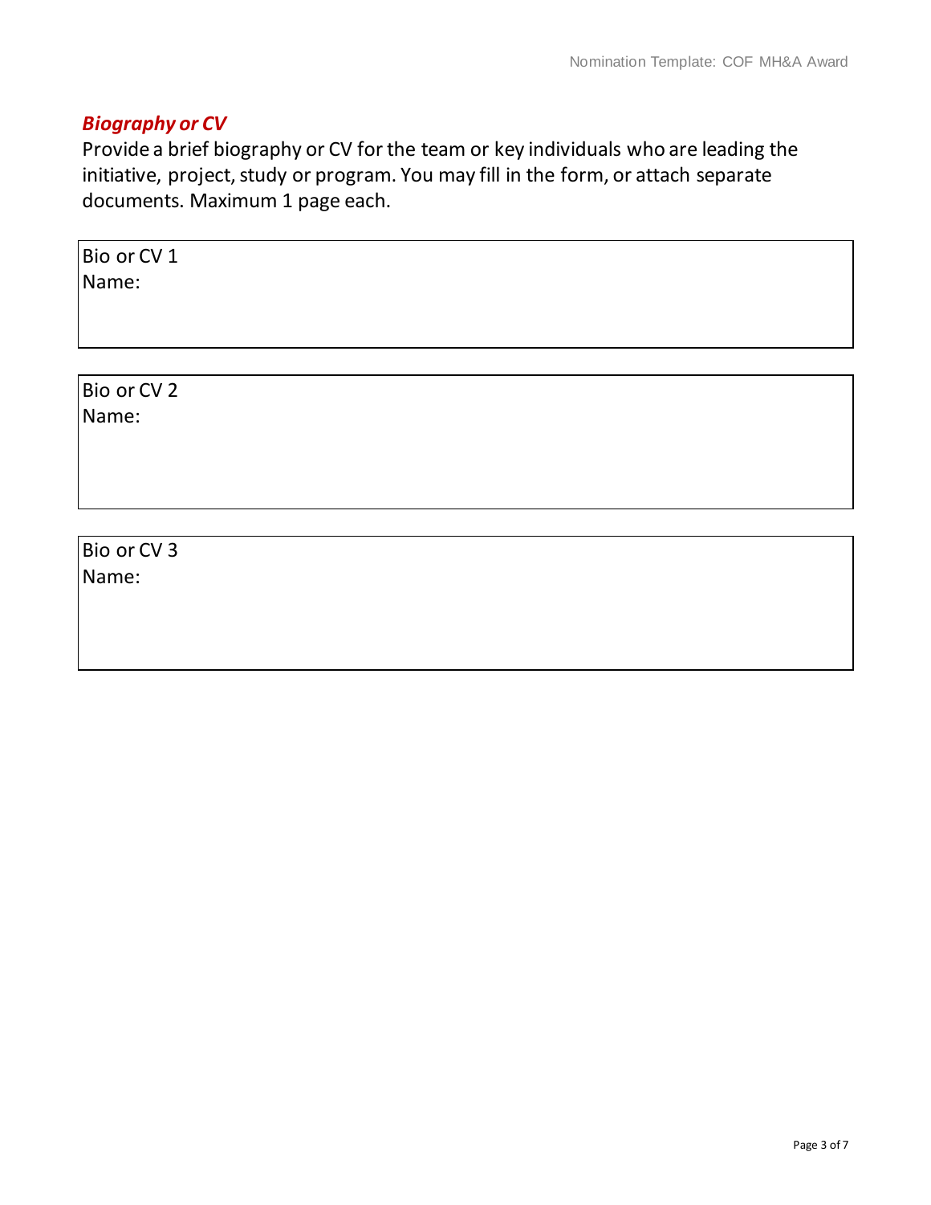## ***Biography or CV***

Provide a brief biography or CV for the team or key individuals who are leading the initiative, project, study or program. You may fill in the form, or attach separate documents. Maximum 1 page each.

| Bio or CV 1<br>Name: |
|---|

| Bio or CV 2<br>Name: |
|---|

| Bio or CV 3<br>Name: |
|---|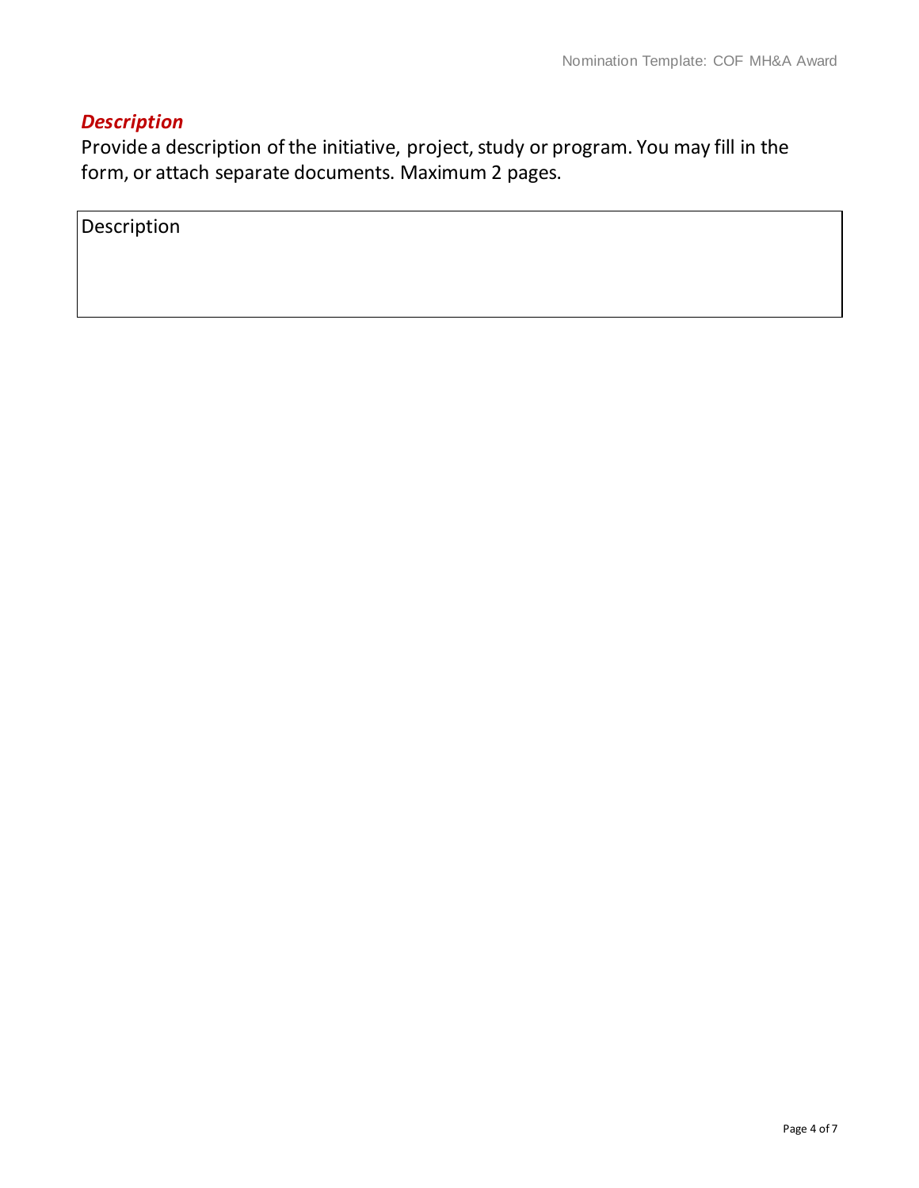## ***Description***

Provide a description of the initiative, project, study or program. You may fill in the form, or attach separate documents. Maximum 2 pages.

| Description |
| --- |
| |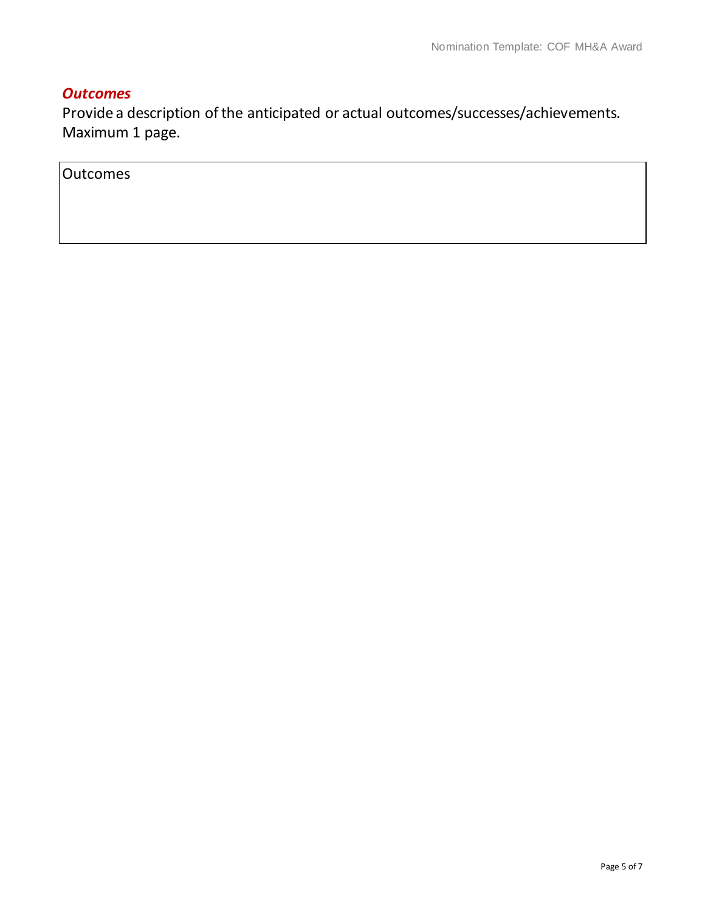## *Outcomes*

Provide a description of the anticipated or actual outcomes/successes/achievements. Maximum 1 page.

| Outcomes |
| --- |
| |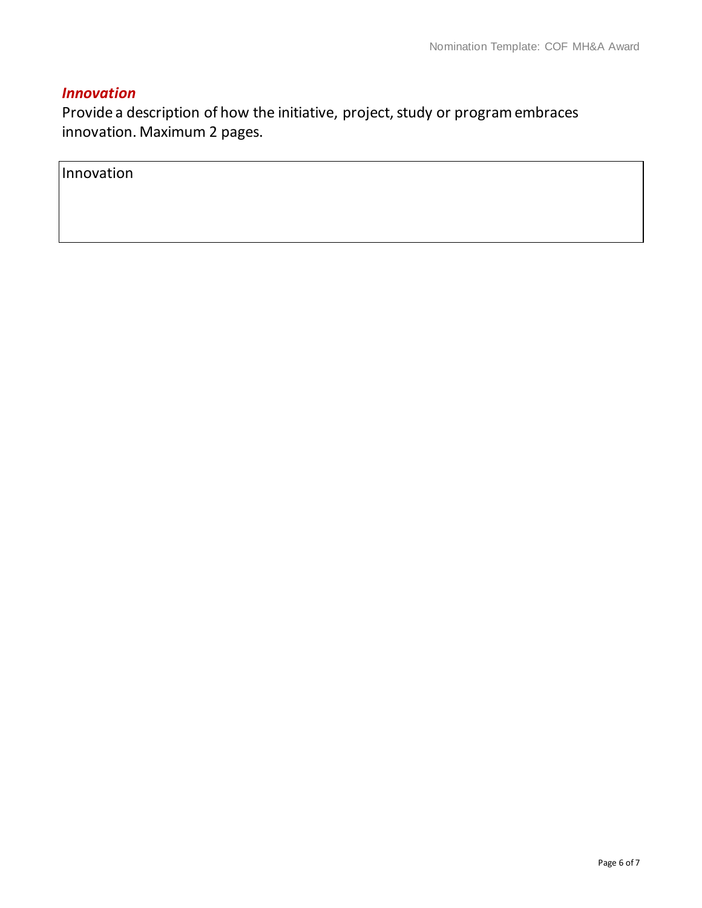## *Innovation*

Provide a description of how the initiative, project, study or program embraces innovation. Maximum 2 pages.

| Innovation |
|---|
| |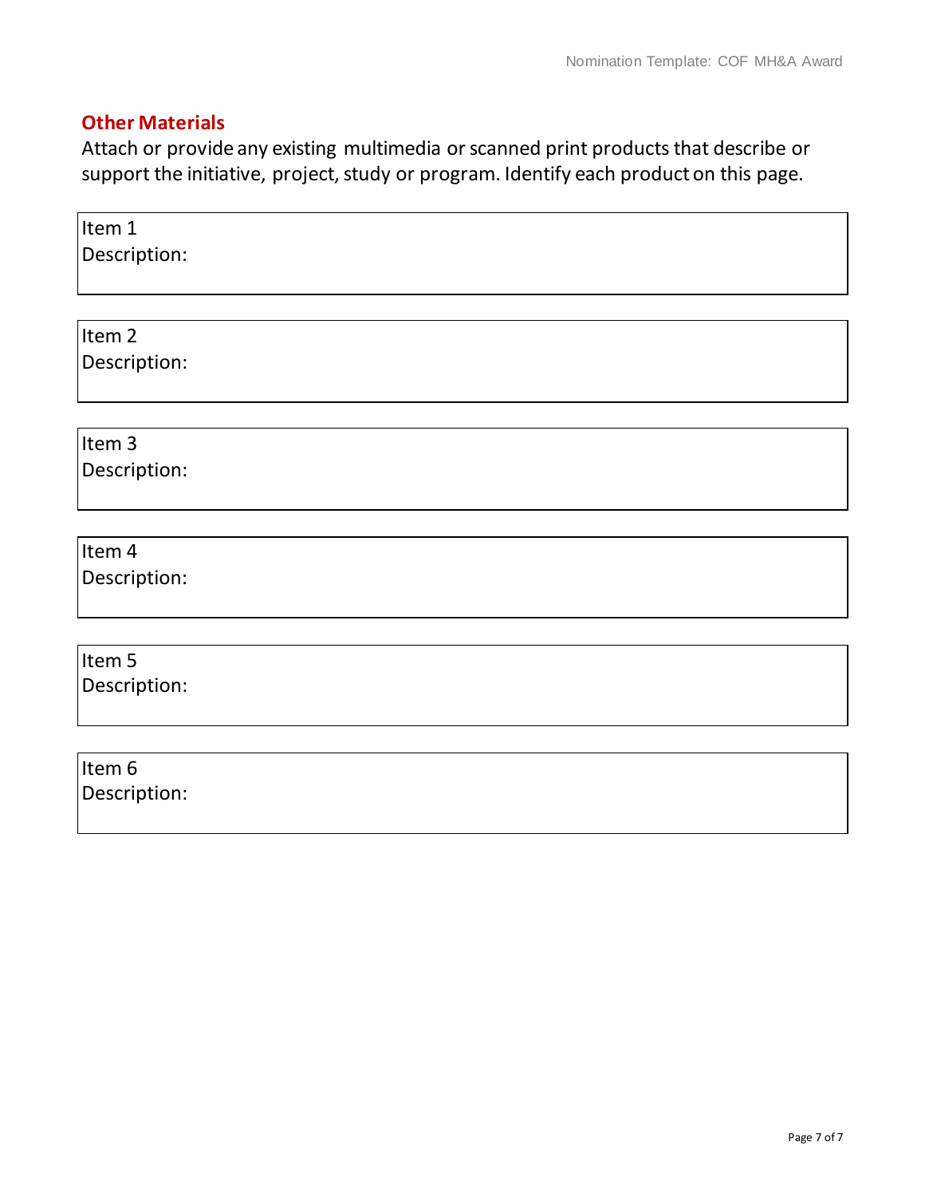## Other Materials

Attach or provide any existing multimedia or scanned print products that describe or support the initiative, project, study or program. Identify each product on this page.

Item 1
Description:

Item 2
Description:

Item 3
Description:

Item 4
Description:

Item 5
Description:

Item 6
Description: